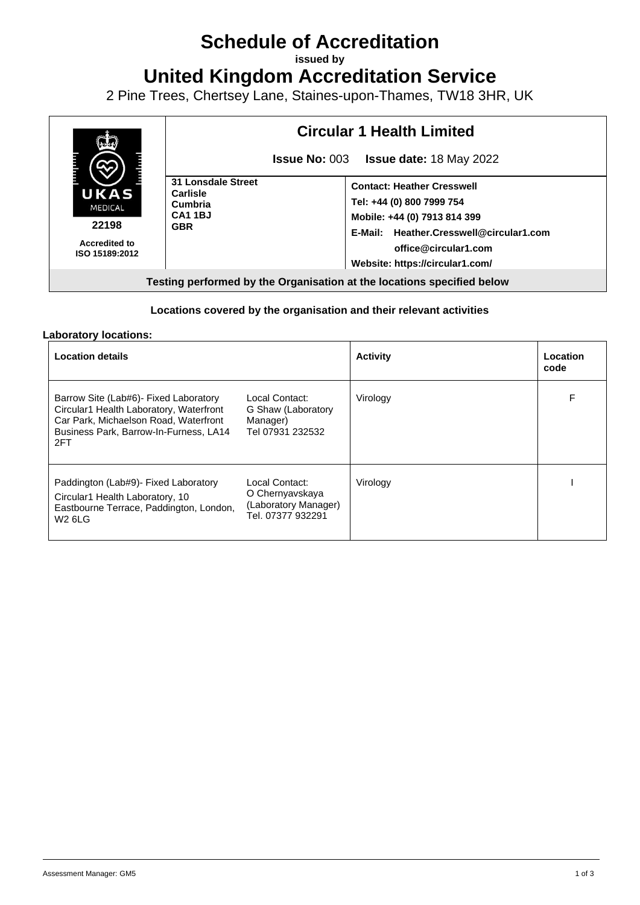# Schedule of Accreditation

**issued by**

# United Kingdom Accreditation Service

2 Pine Trees, Chertsey Lane, Staines-upon-Thames, TW18 3HR, UK

| UKAS MEDICAL 22198 Accredited to ISO 15189:2012 | **Circular 1 Health Limited** | |
|---|---|---|
| | **Issue No:** 003 **Issue date:** 18 May 2022 | |
| | **31 Lonsdale Street Carlisle Cumbria CA1 1BJ GBR** | **Contact: Heather Cresswell** **Tel: +44 (0) 800 7999 754** **Mobile: +44 (0) 7913 814 399** **E-Mail: Heather.Cresswell@circular1.com office@circular1.com** **Website: https://circular1.com/** |

**Testing performed by the Organisation at the locations specified below**

**Locations covered by the organisation and their relevant activities**

**Laboratory locations:**

| Location details | | Activity | Location code |
|---|---|---|---|
| Barrow Site (Lab#6)- Fixed Laboratory Circular1 Health Laboratory, Waterfront Car Park, Michaelson Road, Waterfront Business Park, Barrow-In-Furness, LA14 2FT | Local Contact: G Shaw (Laboratory Manager) Tel 07931 232532 | Virology | F |
| Paddington (Lab#9)- Fixed Laboratory Circular1 Health Laboratory, 10 Eastbourne Terrace, Paddington, London, W2 6LG | Local Contact: O Chernyavskaya (Laboratory Manager) Tel. 07377 932291 | Virology | I |

Assessment Manager: GM5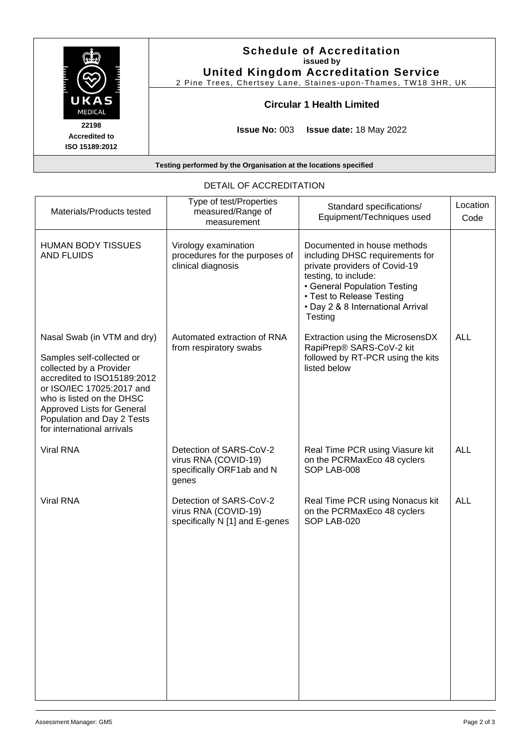**Schedule of Accreditation**
**issued by**
**United Kingdom Accreditation Service**
2 Pine Trees, Chertsey Lane, Staines-upon-Thames, TW18 3HR, UK

UKAS MEDICAL
**22198**
**Accredited to ISO 15189:2012**

**Circular 1 Health Limited**

**Issue No:** 003 **Issue date:** 18 May 2022

**Testing performed by the Organisation at the locations specified**

## DETAIL OF ACCREDITATION

| Materials/Products tested | Type of test/Properties measured/Range of measurement | Standard specifications/ Equipment/Techniques used | Location Code |
|---|---|---|---|
| HUMAN BODY TISSUES AND FLUIDS | Virology examination procedures for the purposes of clinical diagnosis | Documented in house methods including DHSC requirements for private providers of Covid-19 testing, to include:<br>• General Population Testing<br>• Test to Release Testing<br>• Day 2 & 8 International Arrival Testing | |
| Nasal Swab (in VTM and dry)<br><br>Samples self-collected or collected by a Provider accredited to ISO15189:2012 or ISO/IEC 17025:2017 and who is listed on the DHSC Approved Lists for General Population and Day 2 Tests for international arrivals | Automated extraction of RNA from respiratory swabs | Extraction using the MicrosensDX RapiPrep® SARS-CoV-2 kit followed by RT-PCR using the kits listed below | ALL |
| Viral RNA | Detection of SARS-CoV-2 virus RNA (COVID-19) specifically ORF1ab and N genes | Real Time PCR using Viasure kit on the PCRMaxEco 48 cyclers SOP LAB-008 | ALL |
| Viral RNA | Detection of SARS-CoV-2 virus RNA (COVID-19) specifically N [1] and E-genes | Real Time PCR using Nonacus kit on the PCRMaxEco 48 cyclers SOP LAB-020 | ALL |

Assessment Manager: GM5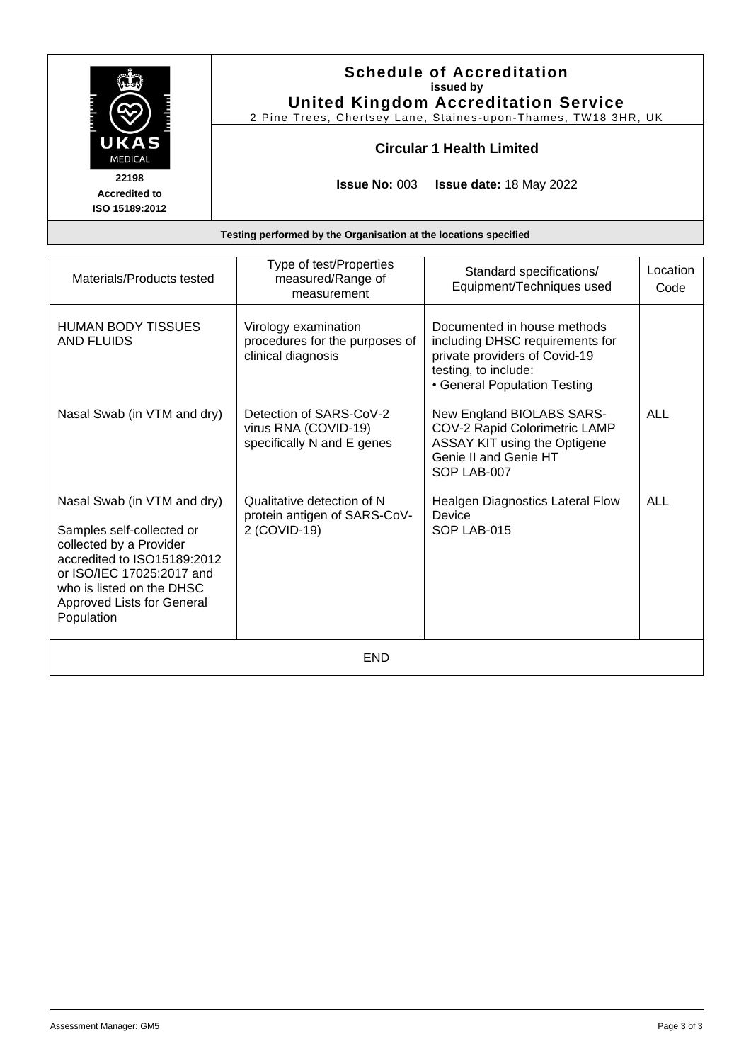**Schedule of Accreditation**
**issued by**
**United Kingdom Accreditation Service**
2 Pine Trees, Chertsey Lane, Staines-upon-Thames, TW18 3HR, UK

UKAS MEDICAL
**22198**
**Accredited to**
**ISO 15189:2012**

**Circular 1 Health Limited**

**Issue No:** 003 **Issue date:** 18 May 2022

**Testing performed by the Organisation at the locations specified**

| Materials/Products tested | Type of test/Properties measured/Range of measurement | Standard specifications/ Equipment/Techniques used | Location Code |
|---|---|---|---|
| HUMAN BODY TISSUES AND FLUIDS | Virology examination procedures for the purposes of clinical diagnosis | Documented in house methods including DHSC requirements for private providers of Covid-19 testing, to include: • General Population Testing | |
| Nasal Swab (in VTM and dry) | Detection of SARS-CoV-2 virus RNA (COVID-19) specifically N and E genes | New England BIOLABS SARS-COV-2 Rapid Colorimetric LAMP ASSAY KIT using the Optigene Genie II and Genie HT SOP LAB-007 | ALL |
| Nasal Swab (in VTM and dry)<br><br>Samples self-collected or collected by a Provider accredited to ISO15189:2012 or ISO/IEC 17025:2017 and who is listed on the DHSC Approved Lists for General Population | Qualitative detection of N protein antigen of SARS-CoV-2 (COVID-19) | Healgen Diagnostics Lateral Flow Device SOP LAB-015 | ALL |

END

Assessment Manager: GM5